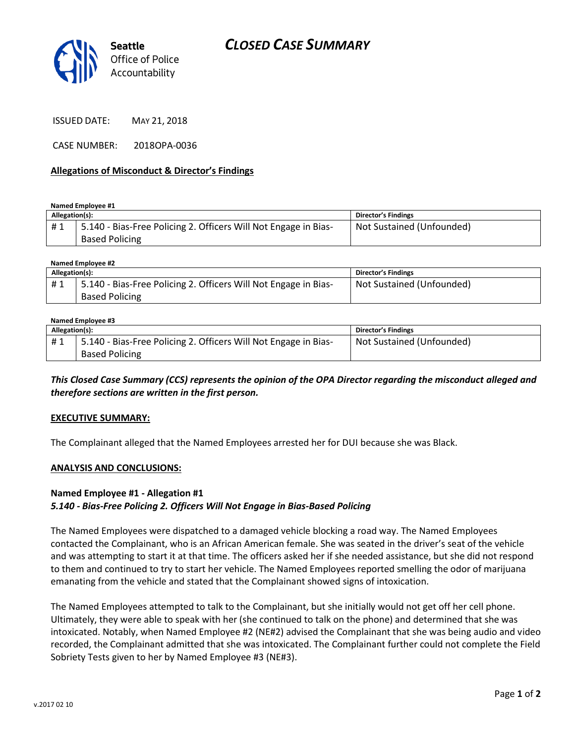# CLOSED CASE SUMMARY

Seattle Office of Police Accountability

ISSUED DATE: MAY 21, 2018

CASE NUMBER: 2018OPA-0036

**Allegations of Misconduct & Director's Findings**

**Named Employee #1**

| Allegation(s): | | Director's Findings |
|---|---|---|
| # 1 | 5.140 - Bias-Free Policing 2. Officers Will Not Engage in Bias-Based Policing | Not Sustained (Unfounded) |

**Named Employee #2**

| Allegation(s): | | Director's Findings |
|---|---|---|
| # 1 | 5.140 - Bias-Free Policing 2. Officers Will Not Engage in Bias-Based Policing | Not Sustained (Unfounded) |

**Named Employee #3**

| Allegation(s): | | Director's Findings |
|---|---|---|
| # 1 | 5.140 - Bias-Free Policing 2. Officers Will Not Engage in Bias-Based Policing | Not Sustained (Unfounded) |

***This Closed Case Summary (CCS) represents the opinion of the OPA Director regarding the misconduct alleged and therefore sections are written in the first person.***

**EXECUTIVE SUMMARY:**

The Complainant alleged that the Named Employees arrested her for DUI because she was Black.

**ANALYSIS AND CONCLUSIONS:**

**Named Employee #1 - Allegation #1**
***5.140 - Bias-Free Policing 2. Officers Will Not Engage in Bias-Based Policing***

The Named Employees were dispatched to a damaged vehicle blocking a road way. The Named Employees contacted the Complainant, who is an African American female. She was seated in the driver's seat of the vehicle and was attempting to start it at that time. The officers asked her if she needed assistance, but she did not respond to them and continued to try to start her vehicle. The Named Employees reported smelling the odor of marijuana emanating from the vehicle and stated that the Complainant showed signs of intoxication.

The Named Employees attempted to talk to the Complainant, but she initially would not get off her cell phone. Ultimately, they were able to speak with her (she continued to talk on the phone) and determined that she was intoxicated. Notably, when Named Employee #2 (NE#2) advised the Complainant that she was being audio and video recorded, the Complainant admitted that she was intoxicated. The Complainant further could not complete the Field Sobriety Tests given to her by Named Employee #3 (NE#3).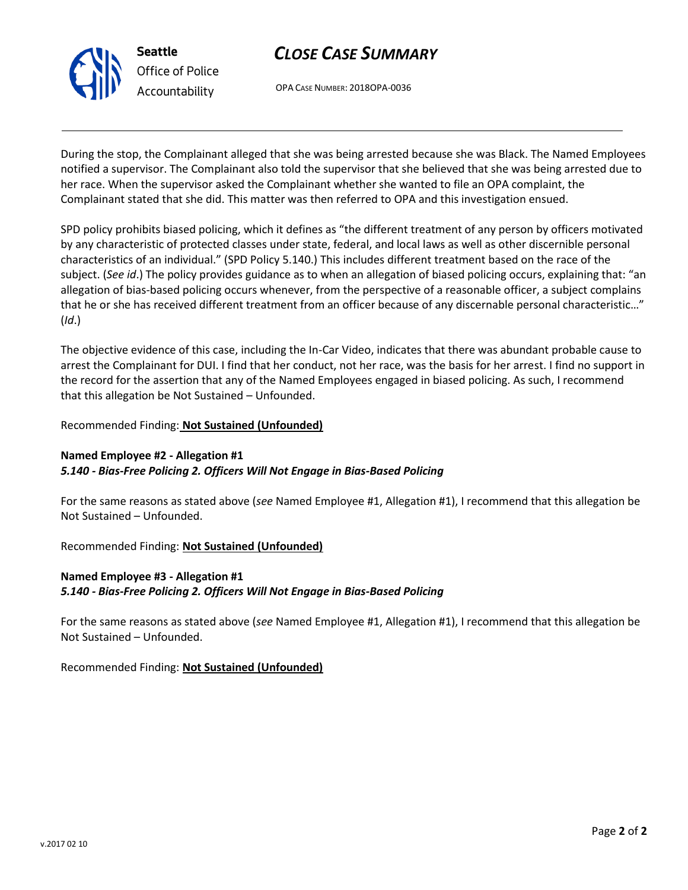During the stop, the Complainant alleged that she was being arrested because she was Black. The Named Employees notified a supervisor. The Complainant also told the supervisor that she believed that she was being arrested due to her race. When the supervisor asked the Complainant whether she wanted to file an OPA complaint, the Complainant stated that she did. This matter was then referred to OPA and this investigation ensued.

SPD policy prohibits biased policing, which it defines as "the different treatment of any person by officers motivated by any characteristic of protected classes under state, federal, and local laws as well as other discernible personal characteristics of an individual." (SPD Policy 5.140.) This includes different treatment based on the race of the subject. (*See id*.) The policy provides guidance as to when an allegation of biased policing occurs, explaining that: "an allegation of bias-based policing occurs whenever, from the perspective of a reasonable officer, a subject complains that he or she has received different treatment from an officer because of any discernable personal characteristic…" (*Id*.)

The objective evidence of this case, including the In-Car Video, indicates that there was abundant probable cause to arrest the Complainant for DUI. I find that her conduct, not her race, was the basis for her arrest. I find no support in the record for the assertion that any of the Named Employees engaged in biased policing. As such, I recommend that this allegation be Not Sustained – Unfounded.

Recommended Finding: **Not Sustained (Unfounded)**

**Named Employee #2 - Allegation #1**
***5.140 - Bias-Free Policing 2. Officers Will Not Engage in Bias-Based Policing***

For the same reasons as stated above (*see* Named Employee #1, Allegation #1), I recommend that this allegation be Not Sustained – Unfounded.

Recommended Finding: **Not Sustained (Unfounded)**

**Named Employee #3 - Allegation #1**
***5.140 - Bias-Free Policing 2. Officers Will Not Engage in Bias-Based Policing***

For the same reasons as stated above (*see* Named Employee #1, Allegation #1), I recommend that this allegation be Not Sustained – Unfounded.

Recommended Finding: **Not Sustained (Unfounded)**